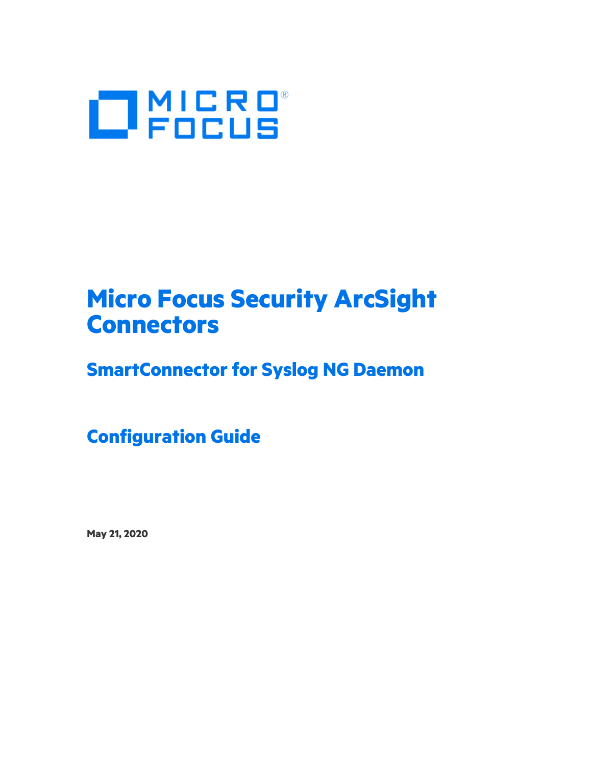MICRO FOCUS

# Micro Focus Security ArcSight Connectors

## SmartConnector for Syslog NG Daemon

## Configuration Guide

**May 21, 2020**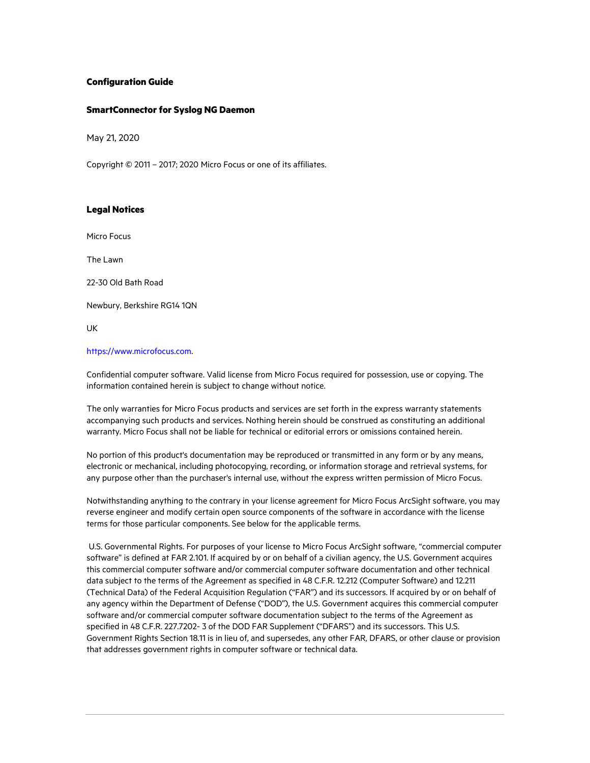**Configuration Guide**

**SmartConnector for Syslog NG Daemon**

May 21, 2020

Copyright © 2011 – 2017; 2020 Micro Focus or one of its affiliates.

**Legal Notices**

Micro Focus

The Lawn

22-30 Old Bath Road

Newbury, Berkshire RG14 1QN

UK

https://www.microfocus.com.

Confidential computer software. Valid license from Micro Focus required for possession, use or copying. The information contained herein is subject to change without notice.

The only warranties for Micro Focus products and services are set forth in the express warranty statements accompanying such products and services. Nothing herein should be construed as constituting an additional warranty. Micro Focus shall not be liable for technical or editorial errors or omissions contained herein.

No portion of this product's documentation may be reproduced or transmitted in any form or by any means, electronic or mechanical, including photocopying, recording, or information storage and retrieval systems, for any purpose other than the purchaser's internal use, without the express written permission of Micro Focus.

Notwithstanding anything to the contrary in your license agreement for Micro Focus ArcSight software, you may reverse engineer and modify certain open source components of the software in accordance with the license terms for those particular components. See below for the applicable terms.

U.S. Governmental Rights. For purposes of your license to Micro Focus ArcSight software, "commercial computer software" is defined at FAR 2.101. If acquired by or on behalf of a civilian agency, the U.S. Government acquires this commercial computer software and/or commercial computer software documentation and other technical data subject to the terms of the Agreement as specified in 48 C.F.R. 12.212 (Computer Software) and 12.211 (Technical Data) of the Federal Acquisition Regulation ("FAR") and its successors. If acquired by or on behalf of any agency within the Department of Defense ("DOD"), the U.S. Government acquires this commercial computer software and/or commercial computer software documentation subject to the terms of the Agreement as specified in 48 C.F.R. 227.7202- 3 of the DOD FAR Supplement ("DFARS") and its successors. This U.S. Government Rights Section 18.11 is in lieu of, and supersedes, any other FAR, DFARS, or other clause or provision that addresses government rights in computer software or technical data.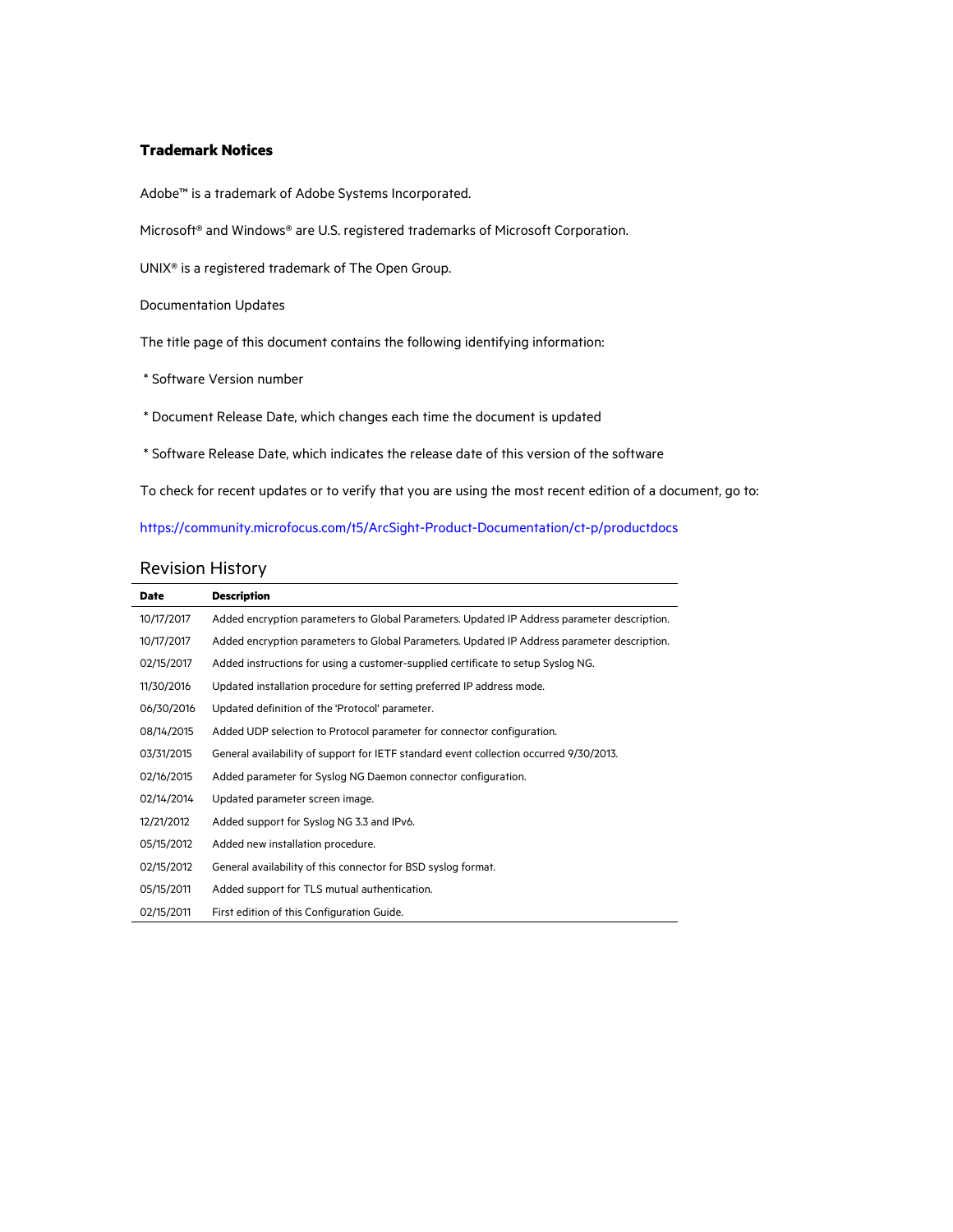### Trademark Notices

Adobe™ is a trademark of Adobe Systems Incorporated.

Microsoft® and Windows® are U.S. registered trademarks of Microsoft Corporation.

UNIX® is a registered trademark of The Open Group.

Documentation Updates

The title page of this document contains the following identifying information:

* Software Version number

* Document Release Date, which changes each time the document is updated

* Software Release Date, which indicates the release date of this version of the software

To check for recent updates or to verify that you are using the most recent edition of a document, go to:

https://community.microfocus.com/t5/ArcSight-Product-Documentation/ct-p/productdocs

## Revision History

| Date | Description |
| --- | --- |
| 10/17/2017 | Added encryption parameters to Global Parameters. Updated IP Address parameter description. |
| 10/17/2017 | Added encryption parameters to Global Parameters. Updated IP Address parameter description. |
| 02/15/2017 | Added instructions for using a customer-supplied certificate to setup Syslog NG. |
| 11/30/2016 | Updated installation procedure for setting preferred IP address mode. |
| 06/30/2016 | Updated definition of the 'Protocol' parameter. |
| 08/14/2015 | Added UDP selection to Protocol parameter for connector configuration. |
| 03/31/2015 | General availability of support for IETF standard event collection occurred 9/30/2013. |
| 02/16/2015 | Added parameter for Syslog NG Daemon connector configuration. |
| 02/14/2014 | Updated parameter screen image. |
| 12/21/2012 | Added support for Syslog NG 3.3 and IPv6. |
| 05/15/2012 | Added new installation procedure. |
| 02/15/2012 | General availability of this connector for BSD syslog format. |
| 05/15/2011 | Added support for TLS mutual authentication. |
| 02/15/2011 | First edition of this Configuration Guide. |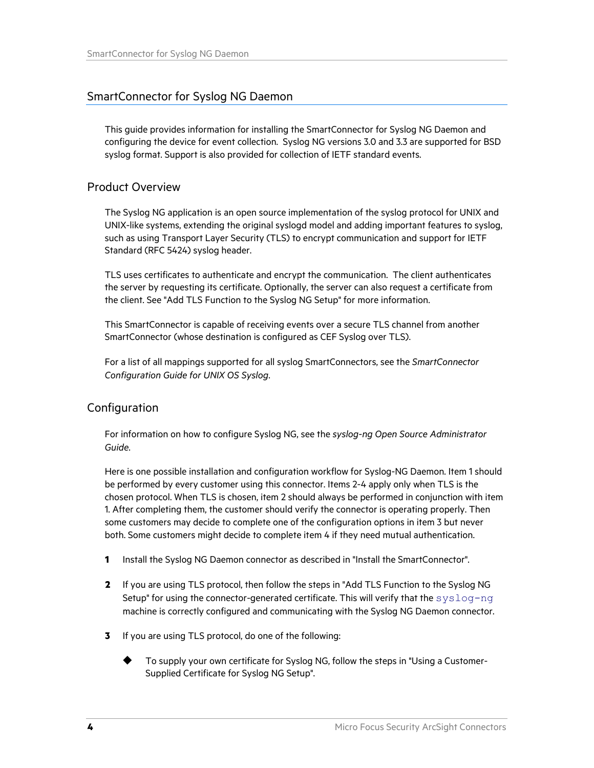## SmartConnector for Syslog NG Daemon

This guide provides information for installing the SmartConnector for Syslog NG Daemon and configuring the device for event collection. Syslog NG versions 3.0 and 3.3 are supported for BSD syslog format. Support is also provided for collection of IETF standard events.

### Product Overview

The Syslog NG application is an open source implementation of the syslog protocol for UNIX and UNIX-like systems, extending the original syslogd model and adding important features to syslog, such as using Transport Layer Security (TLS) to encrypt communication and support for IETF Standard (RFC 5424) syslog header.

TLS uses certificates to authenticate and encrypt the communication. The client authenticates the server by requesting its certificate. Optionally, the server can also request a certificate from the client. See "Add TLS Function to the Syslog NG Setup" for more information.

This SmartConnector is capable of receiving events over a secure TLS channel from another SmartConnector (whose destination is configured as CEF Syslog over TLS).

For a list of all mappings supported for all syslog SmartConnectors, see the *SmartConnector Configuration Guide for UNIX OS Syslog*.

### Configuration

For information on how to configure Syslog NG, see the *syslog-ng Open Source Administrator Guide*.

Here is one possible installation and configuration workflow for Syslog-NG Daemon. Item 1 should be performed by every customer using this connector. Items 2-4 apply only when TLS is the chosen protocol. When TLS is chosen, item 2 should always be performed in conjunction with item 1. After completing them, the customer should verify the connector is operating properly. Then some customers may decide to complete one of the configuration options in item 3 but never both. Some customers might decide to complete item 4 if they need mutual authentication.

1. Install the Syslog NG Daemon connector as described in "Install the SmartConnector".

2. If you are using TLS protocol, then follow the steps in "Add TLS Function to the Syslog NG Setup" for using the connector-generated certificate. This will verify that the `syslog-ng` machine is correctly configured and communicating with the Syslog NG Daemon connector.

3. If you are using TLS protocol, do one of the following:

   - To supply your own certificate for Syslog NG, follow the steps in "Using a Customer-Supplied Certificate for Syslog NG Setup".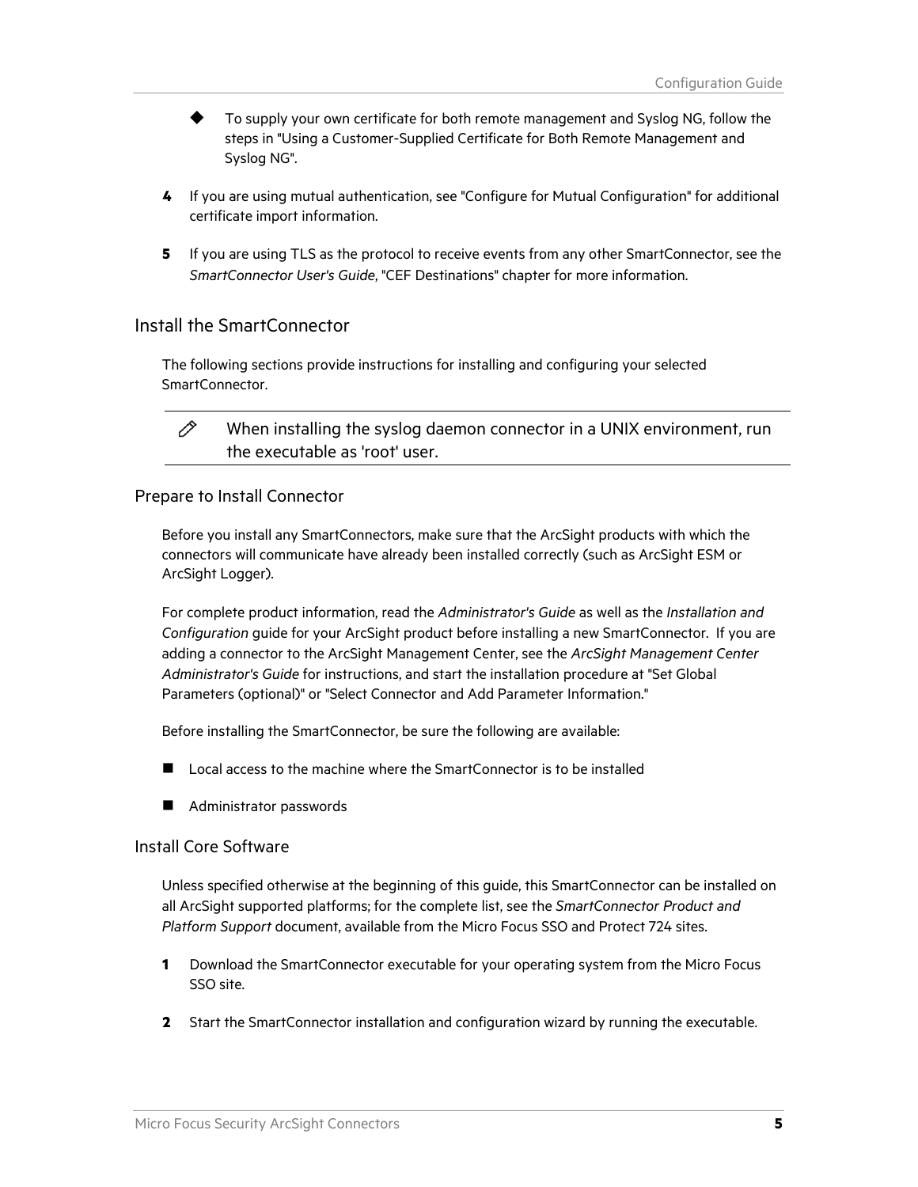- To supply your own certificate for both remote management and Syslog NG, follow the steps in "Using a Customer-Supplied Certificate for Both Remote Management and Syslog NG".

4. If you are using mutual authentication, see "Configure for Mutual Configuration" for additional certificate import information.

5. If you are using TLS as the protocol to receive events from any other SmartConnector, see the *SmartConnector User's Guide*, "CEF Destinations" chapter for more information.

## Install the SmartConnector

The following sections provide instructions for installing and configuring your selected SmartConnector.

> When installing the syslog daemon connector in a UNIX environment, run the executable as 'root' user.

### Prepare to Install Connector

Before you install any SmartConnectors, make sure that the ArcSight products with which the connectors will communicate have already been installed correctly (such as ArcSight ESM or ArcSight Logger).

For complete product information, read the *Administrator's Guide* as well as the *Installation and Configuration* guide for your ArcSight product before installing a new SmartConnector. If you are adding a connector to the ArcSight Management Center, see the *ArcSight Management Center Administrator's Guide* for instructions, and start the installation procedure at "Set Global Parameters (optional)" or "Select Connector and Add Parameter Information."

Before installing the SmartConnector, be sure the following are available:

- Local access to the machine where the SmartConnector is to be installed
- Administrator passwords

### Install Core Software

Unless specified otherwise at the beginning of this guide, this SmartConnector can be installed on all ArcSight supported platforms; for the complete list, see the *SmartConnector Product and Platform Support* document, available from the Micro Focus SSO and Protect 724 sites.

1. Download the SmartConnector executable for your operating system from the Micro Focus SSO site.

2. Start the SmartConnector installation and configuration wizard by running the executable.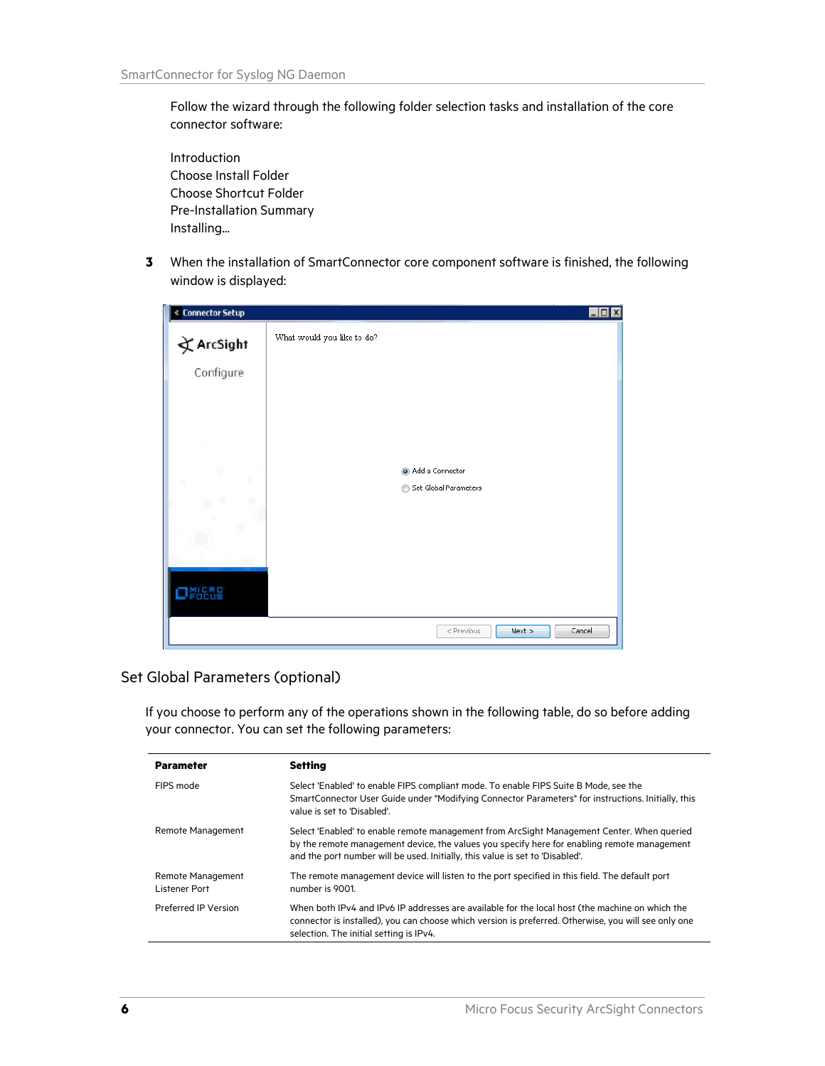Follow the wizard through the following folder selection tasks and installation of the core connector software:

Introduction
Choose Install Folder
Choose Shortcut Folder
Pre-Installation Summary
Installing...

3 When the installation of SmartConnector core component software is finished, the following window is displayed:

## Set Global Parameters (optional)

If you choose to perform any of the operations shown in the following table, do so before adding your connector. You can set the following parameters:

| Parameter | Setting |
|---|---|
| FIPS mode | Select 'Enabled' to enable FIPS compliant mode. To enable FIPS Suite B Mode, see the SmartConnector User Guide under "Modifying Connector Parameters" for instructions. Initially, this value is set to 'Disabled'. |
| Remote Management | Select 'Enabled' to enable remote management from ArcSight Management Center. When queried by the remote management device, the values you specify here for enabling remote management and the port number will be used. Initially, this value is set to 'Disabled'. |
| Remote Management Listener Port | The remote management device will listen to the port specified in this field. The default port number is 9001. |
| Preferred IP Version | When both IPv4 and IPv6 IP addresses are available for the local host (the machine on which the connector is installed), you can choose which version is preferred. Otherwise, you will see only one selection. The initial setting is IPv4. |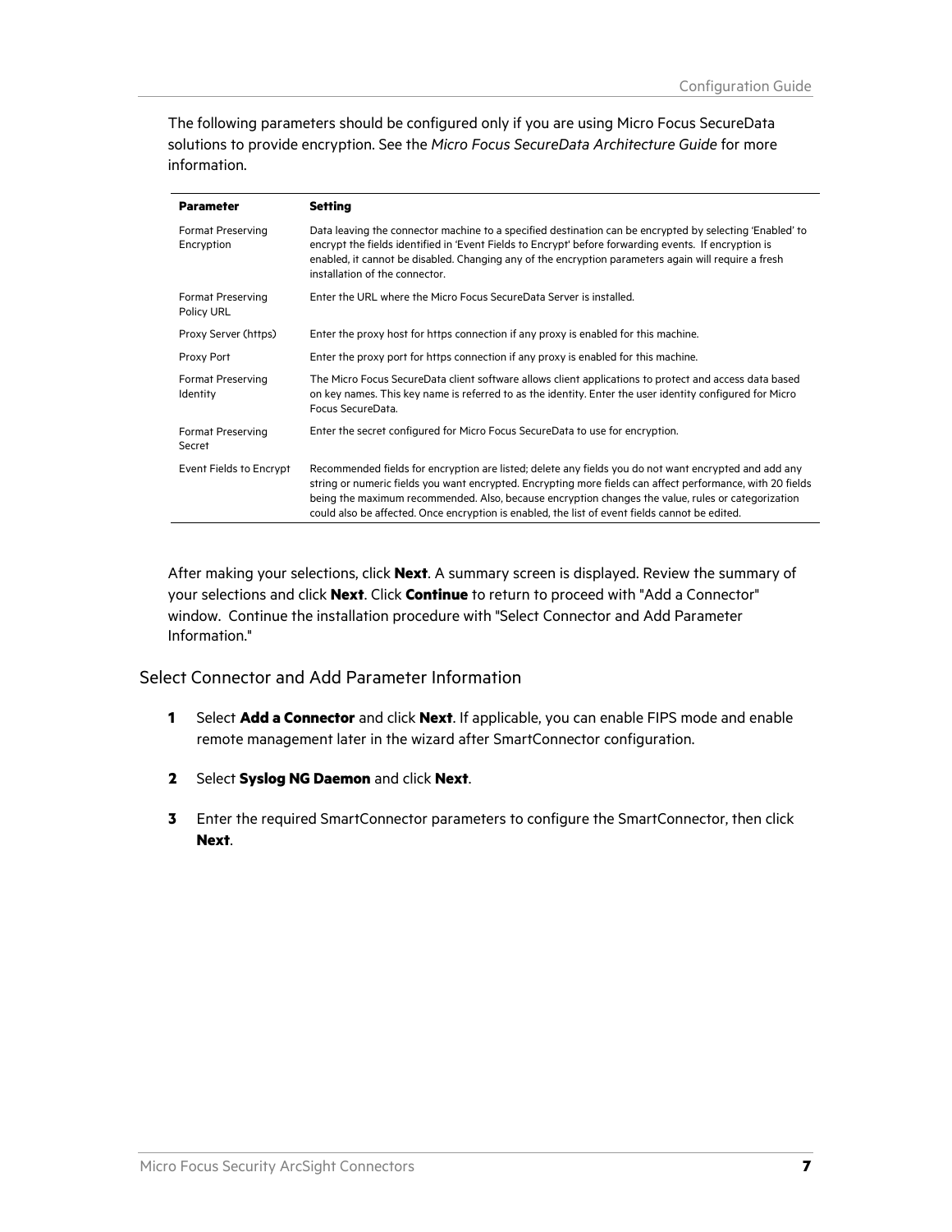The following parameters should be configured only if you are using Micro Focus SecureData solutions to provide encryption. See the *Micro Focus SecureData Architecture Guide* for more information.

| Parameter | Setting |
|---|---|
| Format Preserving Encryption | Data leaving the connector machine to a specified destination can be encrypted by selecting 'Enabled' to encrypt the fields identified in 'Event Fields to Encrypt' before forwarding events. If encryption is enabled, it cannot be disabled. Changing any of the encryption parameters again will require a fresh installation of the connector. |
| Format Preserving Policy URL | Enter the URL where the Micro Focus SecureData Server is installed. |
| Proxy Server (https) | Enter the proxy host for https connection if any proxy is enabled for this machine. |
| Proxy Port | Enter the proxy port for https connection if any proxy is enabled for this machine. |
| Format Preserving Identity | The Micro Focus SecureData client software allows client applications to protect and access data based on key names. This key name is referred to as the identity. Enter the user identity configured for Micro Focus SecureData. |
| Format Preserving Secret | Enter the secret configured for Micro Focus SecureData to use for encryption. |
| Event Fields to Encrypt | Recommended fields for encryption are listed; delete any fields you do not want encrypted and add any string or numeric fields you want encrypted. Encrypting more fields can affect performance, with 20 fields being the maximum recommended. Also, because encryption changes the value, rules or categorization could also be affected. Once encryption is enabled, the list of event fields cannot be edited. |

After making your selections, click **Next**. A summary screen is displayed. Review the summary of your selections and click **Next**. Click **Continue** to return to proceed with "Add a Connector" window. Continue the installation procedure with "Select Connector and Add Parameter Information."

## Select Connector and Add Parameter Information

**1** Select **Add a Connector** and click **Next**. If applicable, you can enable FIPS mode and enable remote management later in the wizard after SmartConnector configuration.

**2** Select **Syslog NG Daemon** and click **Next**.

**3** Enter the required SmartConnector parameters to configure the SmartConnector, then click **Next**.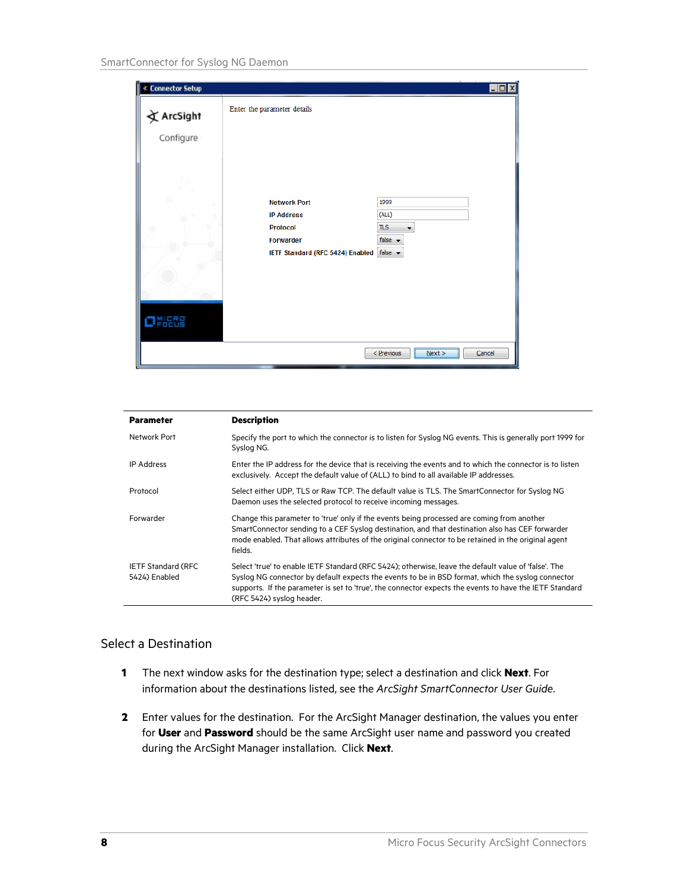| Parameter | Description |
| --- | --- |
| Network Port | Specify the port to which the connector is to listen for Syslog NG events. This is generally port 1999 for Syslog NG. |
| IP Address | Enter the IP address for the device that is receiving the events and to which the connector is to listen exclusively. Accept the default value of (ALL) to bind to all available IP addresses. |
| Protocol | Select either UDP, TLS or Raw TCP. The default value is TLS. The SmartConnector for Syslog NG Daemon uses the selected protocol to receive incoming messages. |
| Forwarder | Change this parameter to 'true' only if the events being processed are coming from another SmartConnector sending to a CEF Syslog destination, and that destination also has CEF forwarder mode enabled. That allows attributes of the original connector to be retained in the original agent fields. |
| IETF Standard (RFC 5424) Enabled | Select 'true' to enable IETF Standard (RFC 5424); otherwise, leave the default value of 'false'. The Syslog NG connector by default expects the events to be in BSD format, which the syslog connector supports. If the parameter is set to 'true', the connector expects the events to have the IETF Standard (RFC 5424) syslog header. |

## Select a Destination

1. The next window asks for the destination type; select a destination and click **Next**. For information about the destinations listed, see the *ArcSight SmartConnector User Guide*.
2. Enter values for the destination. For the ArcSight Manager destination, the values you enter for **User** and **Password** should be the same ArcSight user name and password you created during the ArcSight Manager installation. Click **Next**.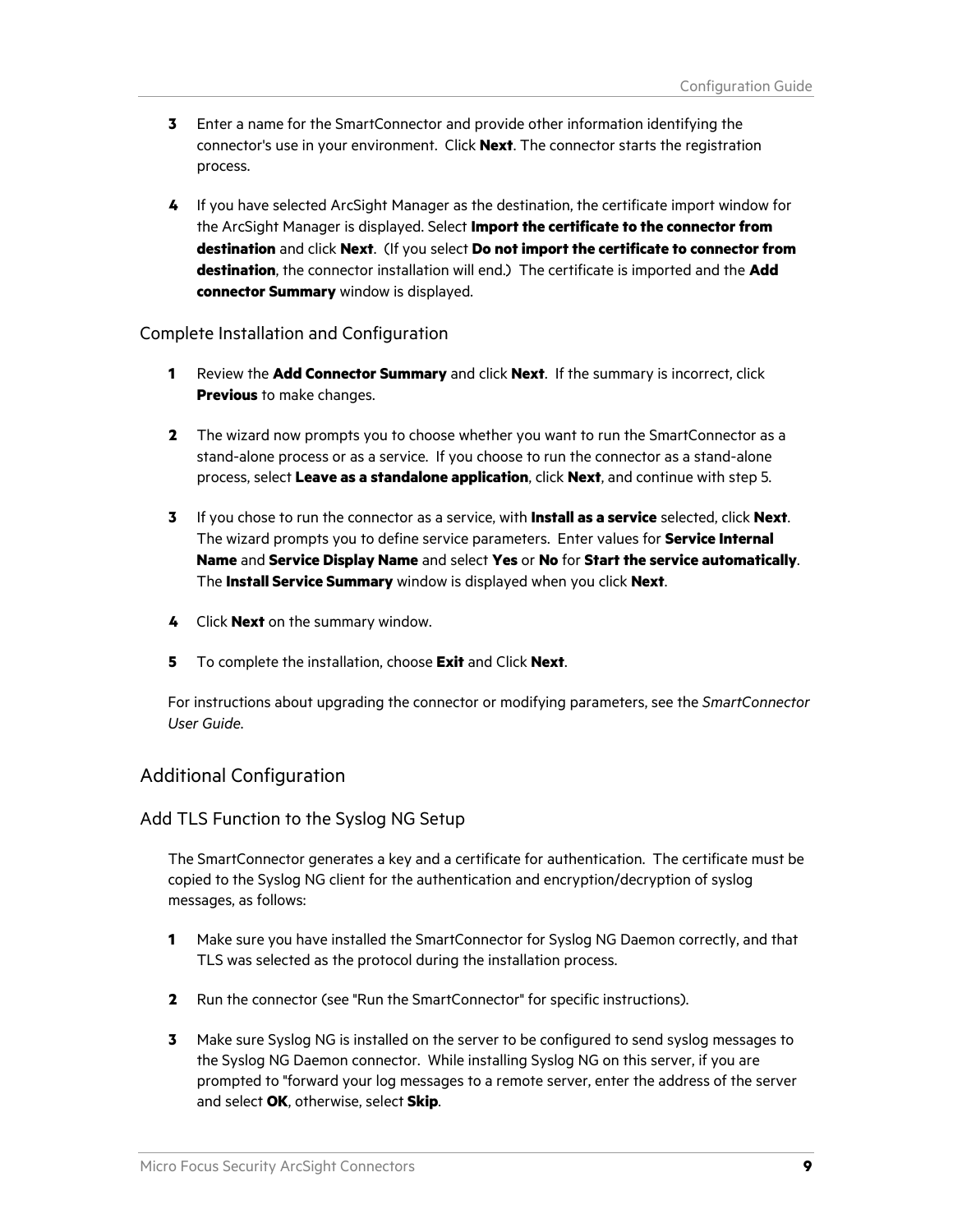3. Enter a name for the SmartConnector and provide other information identifying the connector's use in your environment. Click **Next**. The connector starts the registration process.

4. If you have selected ArcSight Manager as the destination, the certificate import window for the ArcSight Manager is displayed. Select **Import the certificate to the connector from destination** and click **Next**. (If you select **Do not import the certificate to connector from destination**, the connector installation will end.) The certificate is imported and the **Add connector Summary** window is displayed.

### Complete Installation and Configuration

1. Review the **Add Connector Summary** and click **Next**. If the summary is incorrect, click **Previous** to make changes.

2. The wizard now prompts you to choose whether you want to run the SmartConnector as a stand-alone process or as a service. If you choose to run the connector as a stand-alone process, select **Leave as a standalone application**, click **Next**, and continue with step 5.

3. If you chose to run the connector as a service, with **Install as a service** selected, click **Next**. The wizard prompts you to define service parameters. Enter values for **Service Internal Name** and **Service Display Name** and select **Yes** or **No** for **Start the service automatically**. The **Install Service Summary** window is displayed when you click **Next**.

4. Click **Next** on the summary window.

5. To complete the installation, choose **Exit** and Click **Next**.

For instructions about upgrading the connector or modifying parameters, see the *SmartConnector User Guide*.

## Additional Configuration

### Add TLS Function to the Syslog NG Setup

The SmartConnector generates a key and a certificate for authentication. The certificate must be copied to the Syslog NG client for the authentication and encryption/decryption of syslog messages, as follows:

1. Make sure you have installed the SmartConnector for Syslog NG Daemon correctly, and that TLS was selected as the protocol during the installation process.

2. Run the connector (see "Run the SmartConnector" for specific instructions).

3. Make sure Syslog NG is installed on the server to be configured to send syslog messages to the Syslog NG Daemon connector. While installing Syslog NG on this server, if you are prompted to "forward your log messages to a remote server, enter the address of the server and select **OK**, otherwise, select **Skip**.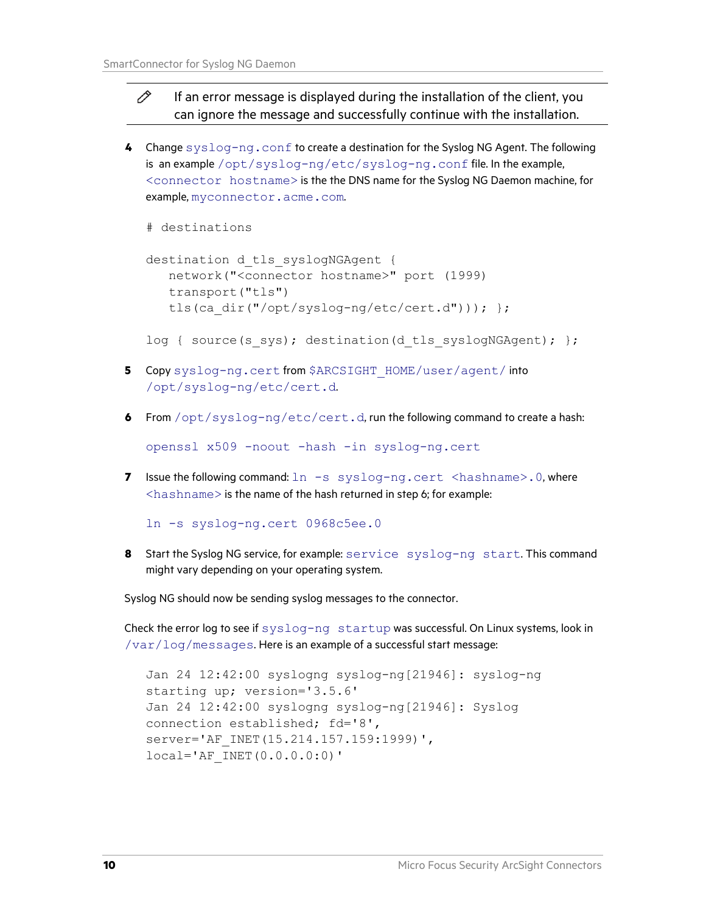> If an error message is displayed during the installation of the client, you can ignore the message and successfully continue with the installation.

4. Change `syslog-ng.conf` to create a destination for the Syslog NG Agent. The following is an example `/opt/syslog-ng/etc/syslog-ng.conf` file. In the example, `<connector hostname>` is the the DNS name for the Syslog NG Daemon machine, for example, `myconnector.acme.com`.

   ```
   # destinations

   destination d_tls_syslogNGAgent {
      network("<connector hostname>" port (1999)
      transport("tls")
      tls(ca_dir("/opt/syslog-ng/etc/cert.d"))); };

   log { source(s_sys); destination(d_tls_syslogNGAgent); };
   ```

5. Copy `syslog-ng.cert` from `$ARCSIGHT_HOME/user/agent/` into `/opt/syslog-ng/etc/cert.d`.

6. From `/opt/syslog-ng/etc/cert.d`, run the following command to create a hash:

   ```
   openssl x509 -noout -hash -in syslog-ng.cert
   ```

7. Issue the following command: `ln -s syslog-ng.cert <hashname>.0`, where `<hashname>` is the name of the hash returned in step 6; for example:

   ```
   ln -s syslog-ng.cert 0968c5ee.0
   ```

8. Start the Syslog NG service, for example: `service syslog-ng start`. This command might vary depending on your operating system.

Syslog NG should now be sending syslog messages to the connector.

Check the error log to see if `syslog-ng startup` was successful. On Linux systems, look in `/var/log/messages`. Here is an example of a successful start message:

```
Jan 24 12:42:00 syslogng syslog-ng[21946]: syslog-ng
starting up; version='3.5.6'
Jan 24 12:42:00 syslogng syslog-ng[21946]: Syslog
connection established; fd='8',
server='AF_INET(15.214.157.159:1999)',
local='AF_INET(0.0.0.0:0)'
```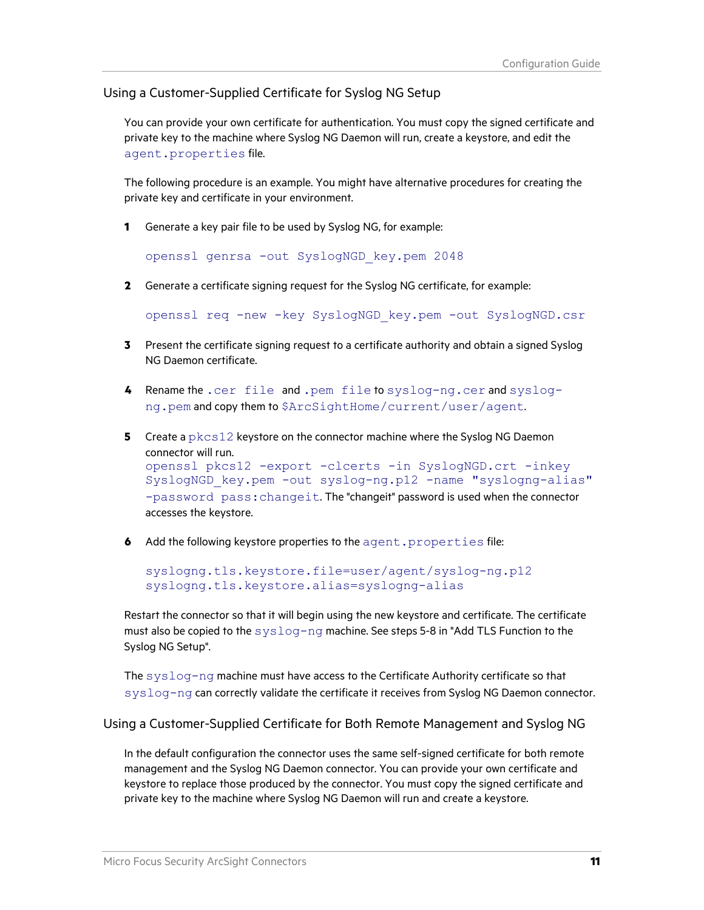## Using a Customer-Supplied Certificate for Syslog NG Setup

You can provide your own certificate for authentication. You must copy the signed certificate and private key to the machine where Syslog NG Daemon will run, create a keystore, and edit the `agent.properties` file.

The following procedure is an example. You might have alternative procedures for creating the private key and certificate in your environment.

1. Generate a key pair file to be used by Syslog NG, for example:

   ```
   openssl genrsa -out SyslogNGD_key.pem 2048
   ```

2. Generate a certificate signing request for the Syslog NG certificate, for example:

   ```
   openssl req -new -key SyslogNGD_key.pem -out SyslogNGD.csr
   ```

3. Present the certificate signing request to a certificate authority and obtain a signed Syslog NG Daemon certificate.

4. Rename the `.cer file` and `.pem file` to `syslog-ng.cer` and `syslog-ng.pem` and copy them to `$ArcSightHome/current/user/agent`.

5. Create a `pkcs12` keystore on the connector machine where the Syslog NG Daemon connector will run.
   `openssl pkcs12 -export -clcerts -in SyslogNGD.crt -inkey SyslogNGD_key.pem -out syslog-ng.p12 -name "syslogng-alias" -password pass:changeit`. The "changeit" password is used when the connector accesses the keystore.

6. Add the following keystore properties to the `agent.properties` file:

   ```
   syslogng.tls.keystore.file=user/agent/syslog-ng.p12
   syslogng.tls.keystore.alias=syslogng-alias
   ```

Restart the connector so that it will begin using the new keystore and certificate. The certificate must also be copied to the `syslog-ng` machine. See steps 5-8 in "Add TLS Function to the Syslog NG Setup".

The `syslog-ng` machine must have access to the Certificate Authority certificate so that `syslog-ng` can correctly validate the certificate it receives from Syslog NG Daemon connector.

## Using a Customer-Supplied Certificate for Both Remote Management and Syslog NG

In the default configuration the connector uses the same self-signed certificate for both remote management and the Syslog NG Daemon connector. You can provide your own certificate and keystore to replace those produced by the connector. You must copy the signed certificate and private key to the machine where Syslog NG Daemon will run and create a keystore.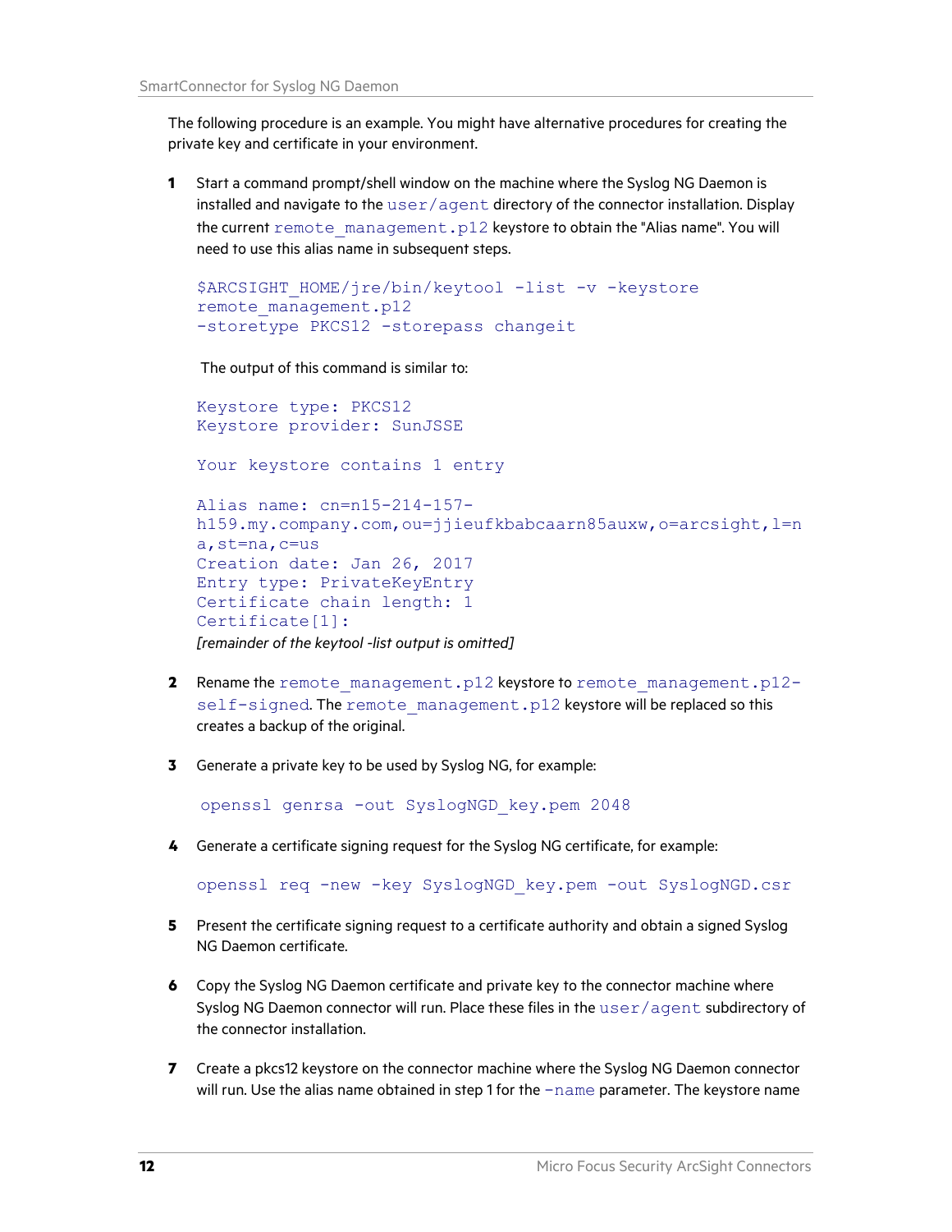The following procedure is an example. You might have alternative procedures for creating the private key and certificate in your environment.

1. Start a command prompt/shell window on the machine where the Syslog NG Daemon is installed and navigate to the `user/agent` directory of the connector installation. Display the current `remote_management.p12` keystore to obtain the "Alias name". You will need to use this alias name in subsequent steps.

   ```
   $ARCSIGHT_HOME/jre/bin/keytool -list -v -keystore
   remote_management.p12
   -storetype PKCS12 -storepass changeit
   ```

   The output of this command is similar to:

   ```
   Keystore type: PKCS12
   Keystore provider: SunJSSE

   Your keystore contains 1 entry

   Alias name: cn=n15-214-157-
   h159.my.company.com,ou=jjieufkbabcaarn85auxw,o=arcsight,l=n
   a,st=na,c=us
   Creation date: Jan 26, 2017
   Entry type: PrivateKeyEntry
   Certificate chain length: 1
   Certificate[1]:
   ```

   *[remainder of the keytool -list output is omitted]*

2. Rename the `remote_management.p12` keystore to `remote_management.p12-self-signed`. The `remote_management.p12` keystore will be replaced so this creates a backup of the original.

3. Generate a private key to be used by Syslog NG, for example:

   ```
   openssl genrsa -out SyslogNGD_key.pem 2048
   ```

4. Generate a certificate signing request for the Syslog NG certificate, for example:

   ```
   openssl req -new -key SyslogNGD_key.pem -out SyslogNGD.csr
   ```

5. Present the certificate signing request to a certificate authority and obtain a signed Syslog NG Daemon certificate.

6. Copy the Syslog NG Daemon certificate and private key to the connector machine where Syslog NG Daemon connector will run. Place these files in the `user/agent` subdirectory of the connector installation.

7. Create a pkcs12 keystore on the connector machine where the Syslog NG Daemon connector will run. Use the alias name obtained in step 1 for the `-name` parameter. The keystore name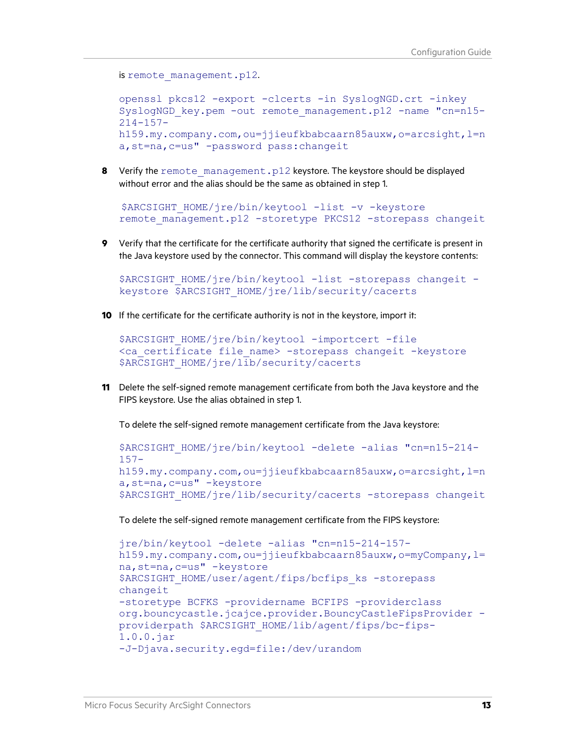is `remote_management.p12`.

```
openssl pkcs12 -export -clcerts -in SyslogNGD.crt -inkey
SyslogNGD_key.pem -out remote_management.p12 -name "cn=n15-
214-157-
h159.my.company.com,ou=jjieufkbabcaarn85auxw,o=arcsight,l=n
a,st=na,c=us" -password pass:changeit
```

8. Verify the `remote_management.p12` keystore. The keystore should be displayed without error and the alias should be the same as obtained in step 1.

```
$ARCSIGHT_HOME/jre/bin/keytool -list -v -keystore
remote_management.p12 -storetype PKCS12 -storepass changeit
```

9. Verify that the certificate for the certificate authority that signed the certificate is present in the Java keystore used by the connector. This command will display the keystore contents:

```
$ARCSIGHT_HOME/jre/bin/keytool -list -storepass changeit -
keystore $ARCSIGHT_HOME/jre/lib/security/cacerts
```

10. If the certificate for the certificate authority is not in the keystore, import it:

```
$ARCSIGHT_HOME/jre/bin/keytool -importcert -file
<ca_certificate file_name> -storepass changeit -keystore
$ARCSIGHT_HOME/jre/lib/security/cacerts
```

11. Delete the self-signed remote management certificate from both the Java keystore and the FIPS keystore. Use the alias obtained in step 1.

    To delete the self-signed remote management certificate from the Java keystore:

```
$ARCSIGHT_HOME/jre/bin/keytool -delete -alias "cn=n15-214-
157-
h159.my.company.com,ou=jjieufkbabcaarn85auxw,o=arcsight,l=n
a,st=na,c=us" -keystore
$ARCSIGHT_HOME/jre/lib/security/cacerts -storepass changeit
```

    To delete the self-signed remote management certificate from the FIPS keystore:

```
jre/bin/keytool -delete -alias "cn=n15-214-157-
h159.my.company.com,ou=jjieufkbabcaarn85auxw,o=myCompany,l=
na,st=na,c=us" -keystore
$ARCSIGHT_HOME/user/agent/fips/bcfips_ks -storepass
changeit
-storetype BCFKS -providername BCFIPS -providerclass
org.bouncycastle.jcajce.provider.BouncyCastleFipsProvider -
providerpath $ARCSIGHT_HOME/lib/agent/fips/bc-fips-
1.0.0.jar
-J-Djava.security.egd=file:/dev/urandom
```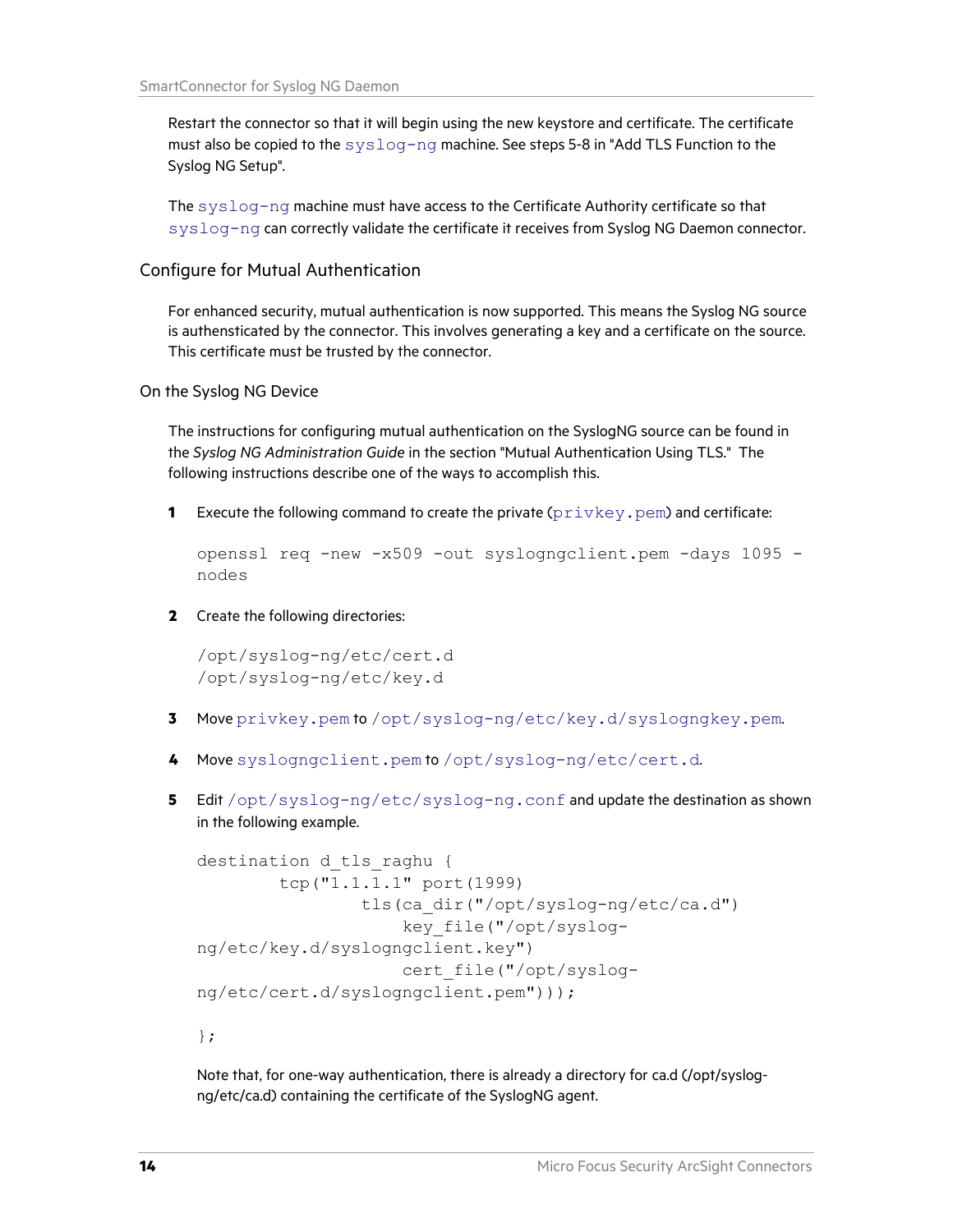Restart the connector so that it will begin using the new keystore and certificate. The certificate must also be copied to the `syslog-ng` machine. See steps 5-8 in "Add TLS Function to the Syslog NG Setup".

The `syslog-ng` machine must have access to the Certificate Authority certificate so that `syslog-ng` can correctly validate the certificate it receives from Syslog NG Daemon connector.

## Configure for Mutual Authentication

For enhanced security, mutual authentication is now supported. This means the Syslog NG source is authensticated by the connector. This involves generating a key and a certificate on the source. This certificate must be trusted by the connector.

### On the Syslog NG Device

The instructions for configuring mutual authentication on the SyslogNG source can be found in the *Syslog NG Administration Guide* in the section "Mutual Authentication Using TLS." The following instructions describe one of the ways to accomplish this.

1. Execute the following command to create the private (`privkey.pem`) and certificate:

   ```
   openssl req -new -x509 -out syslogngclient.pem -days 1095 -
   nodes
   ```

2. Create the following directories:

   ```
   /opt/syslog-ng/etc/cert.d
   /opt/syslog-ng/etc/key.d
   ```

3. Move `privkey.pem` to `/opt/syslog-ng/etc/key.d/syslogngkey.pem`.

4. Move `syslogngclient.pem` to `/opt/syslog-ng/etc/cert.d`.

5. Edit `/opt/syslog-ng/etc/syslog-ng.conf` and update the destination as shown in the following example.

   ```
   destination d_tls_raghu {
           tcp("1.1.1.1" port(1999)
                   tls(ca_dir("/opt/syslog-ng/etc/ca.d")
                       key_file("/opt/syslog-
   ng/etc/key.d/syslogngclient.key")
                       cert_file("/opt/syslog-
   ng/etc/cert.d/syslogngclient.pem")));

   };
   ```

   Note that, for one-way authentication, there is already a directory for ca.d (/opt/syslog-ng/etc/ca.d) containing the certificate of the SyslogNG agent.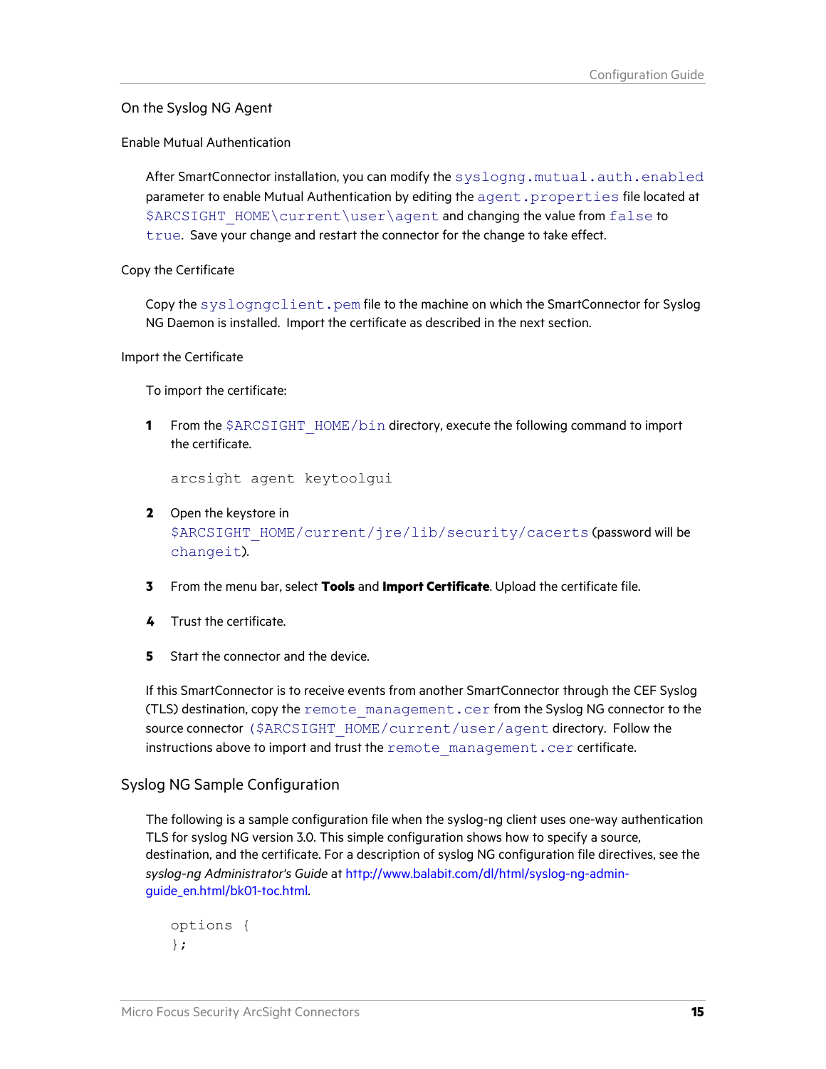### On the Syslog NG Agent

#### Enable Mutual Authentication

After SmartConnector installation, you can modify the `syslogng.mutual.auth.enabled` parameter to enable Mutual Authentication by editing the `agent.properties` file located at `$ARCSIGHT_HOME\current\user\agent` and changing the value from `false` to `true`. Save your change and restart the connector for the change to take effect.

#### Copy the Certificate

Copy the `syslogngclient.pem` file to the machine on which the SmartConnector for Syslog NG Daemon is installed. Import the certificate as described in the next section.

#### Import the Certificate

To import the certificate:

1. From the `$ARCSIGHT_HOME/bin` directory, execute the following command to import the certificate.

   ```
   arcsight agent keytoolgui
   ```

2. Open the keystore in `$ARCSIGHT_HOME/current/jre/lib/security/cacerts` (password will be `changeit`).
3. From the menu bar, select **Tools** and **Import Certificate**. Upload the certificate file.
4. Trust the certificate.
5. Start the connector and the device.

If this SmartConnector is to receive events from another SmartConnector through the CEF Syslog (TLS) destination, copy the `remote_management.cer` from the Syslog NG connector to the source connector (`$ARCSIGHT_HOME/current/user/agent` directory. Follow the instructions above to import and trust the `remote_management.cer` certificate.

## Syslog NG Sample Configuration

The following is a sample configuration file when the syslog-ng client uses one-way authentication TLS for syslog NG version 3.0. This simple configuration shows how to specify a source, destination, and the certificate. For a description of syslog NG configuration file directives, see the *syslog-ng Administrator's Guide* at http://www.balabit.com/dl/html/syslog-ng-admin-guide_en.html/bk01-toc.html.

```
options {
};
```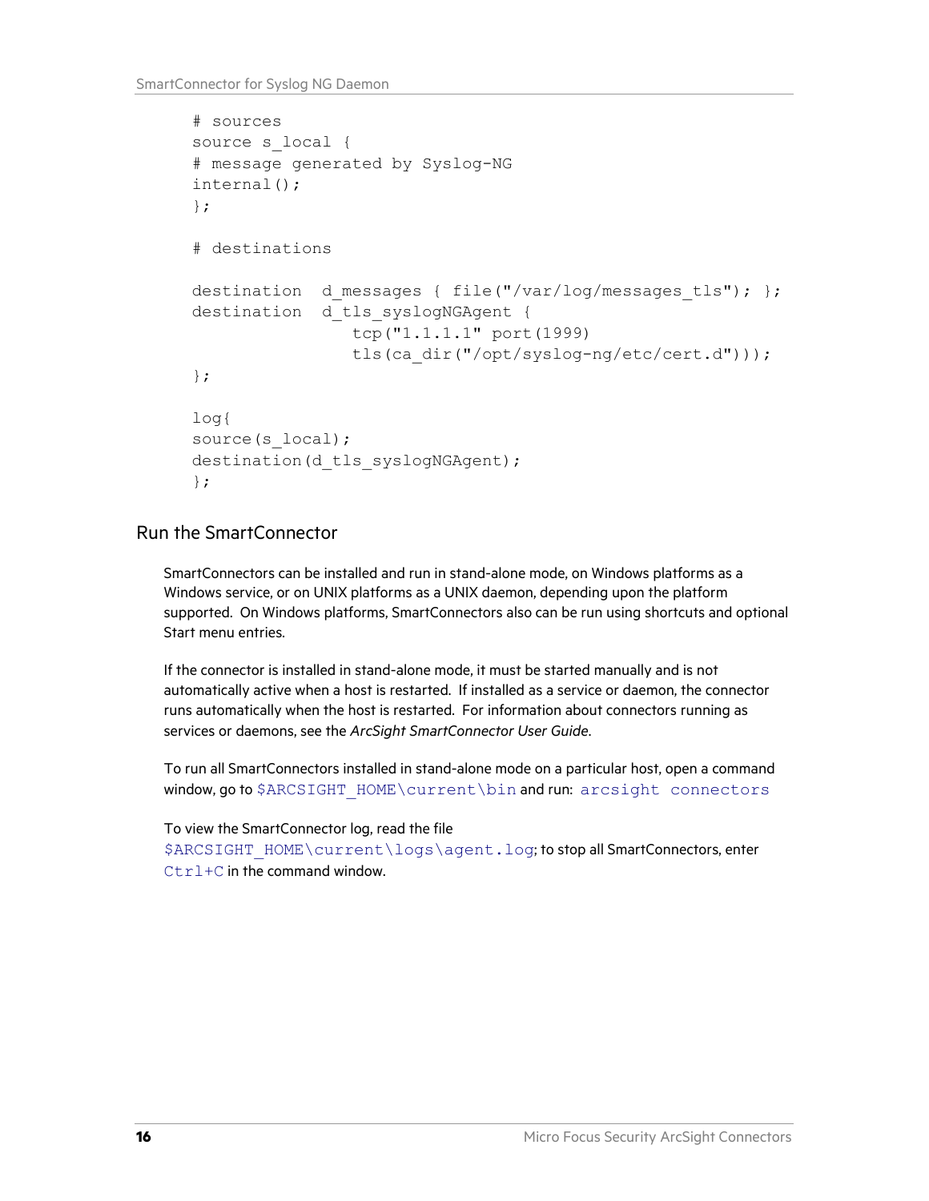```
# sources
source s_local {
# message generated by Syslog-NG
internal();
};

# destinations

destination  d_messages { file("/var/log/messages_tls"); };
destination  d_tls_syslogNGAgent {
                tcp("1.1.1.1" port(1999)
                tls(ca_dir("/opt/syslog-ng/etc/cert.d")));
};

log{
source(s_local);
destination(d_tls_syslogNGAgent);
};
```

## Run the SmartConnector

SmartConnectors can be installed and run in stand-alone mode, on Windows platforms as a Windows service, or on UNIX platforms as a UNIX daemon, depending upon the platform supported. On Windows platforms, SmartConnectors also can be run using shortcuts and optional Start menu entries.

If the connector is installed in stand-alone mode, it must be started manually and is not automatically active when a host is restarted. If installed as a service or daemon, the connector runs automatically when the host is restarted. For information about connectors running as services or daemons, see the *ArcSight SmartConnector User Guide*.

To run all SmartConnectors installed in stand-alone mode on a particular host, open a command window, go to `$ARCSIGHT_HOME\current\bin` and run: `arcsight connectors`

To view the SmartConnector log, read the file `$ARCSIGHT_HOME\current\logs\agent.log`; to stop all SmartConnectors, enter `Ctrl+C` in the command window.